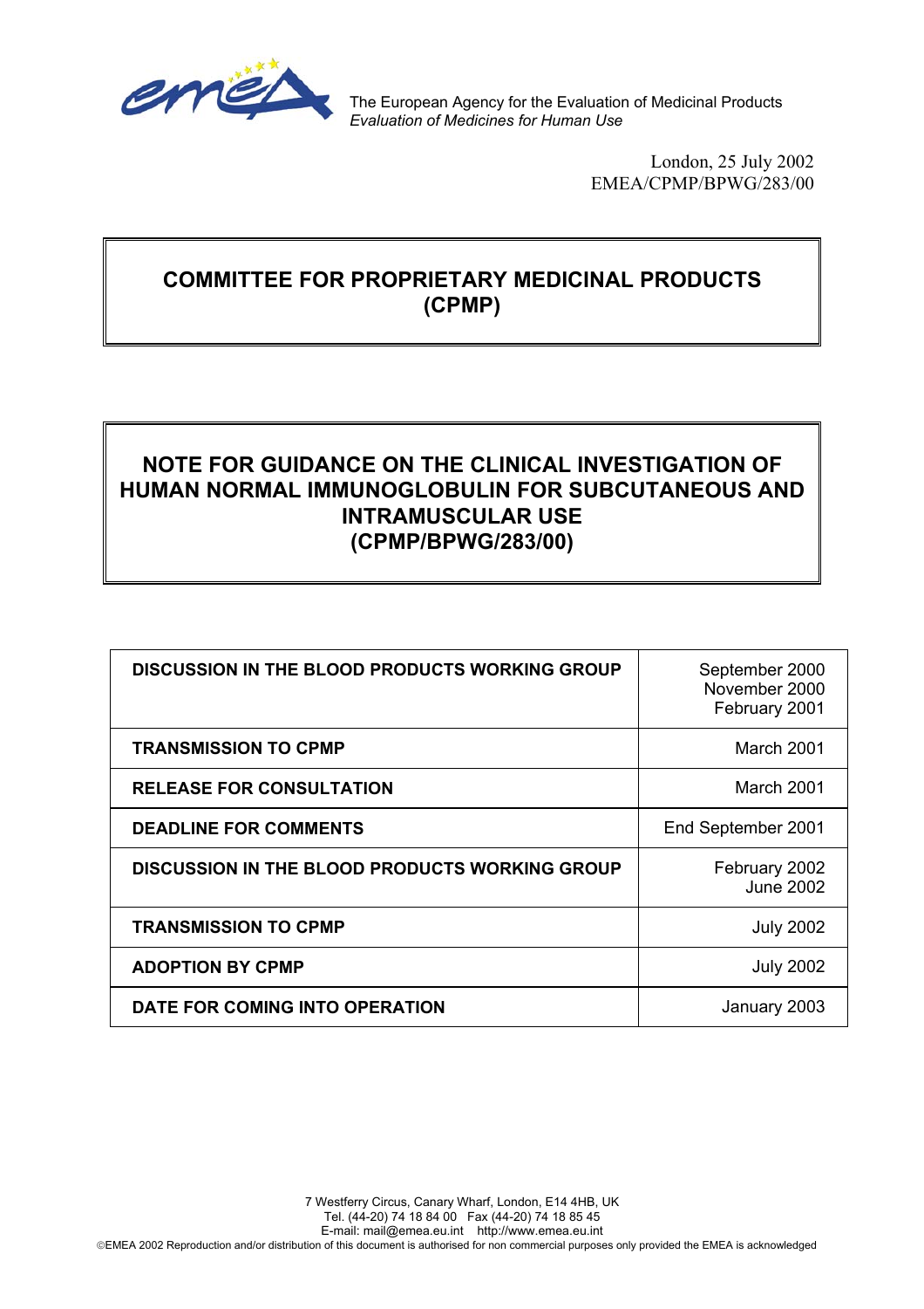The European Agency for the Evaluation of Medicinal Products
*Evaluation of Medicines for Human Use*

London, 25 July 2002
EMEA/CPMP/BPWG/283/00

# COMMITTEE FOR PROPRIETARY MEDICINAL PRODUCTS (CPMP)

# NOTE FOR GUIDANCE ON THE CLINICAL INVESTIGATION OF HUMAN NORMAL IMMUNOGLOBULIN FOR SUBCUTANEOUS AND INTRAMUSCULAR USE (CPMP/BPWG/283/00)

| | |
|---|---|
| **DISCUSSION IN THE BLOOD PRODUCTS WORKING GROUP** | September 2000<br>November 2000<br>February 2001 |
| **TRANSMISSION TO CPMP** | March 2001 |
| **RELEASE FOR CONSULTATION** | March 2001 |
| **DEADLINE FOR COMMENTS** | End September 2001 |
| **DISCUSSION IN THE BLOOD PRODUCTS WORKING GROUP** | February 2002<br>June 2002 |
| **TRANSMISSION TO CPMP** | July 2002 |
| **ADOPTION BY CPMP** | July 2002 |
| **DATE FOR COMING INTO OPERATION** | January 2003 |

7 Westferry Circus, Canary Wharf, London, E14 4HB, UK
Tel. (44-20) 74 18 84 00 Fax (44-20) 74 18 85 45
E-mail: mail@emea.eu.int http://www.emea.eu.int
©EMEA 2002 Reproduction and/or distribution of this document is authorised for non commercial purposes only provided the EMEA is acknowledged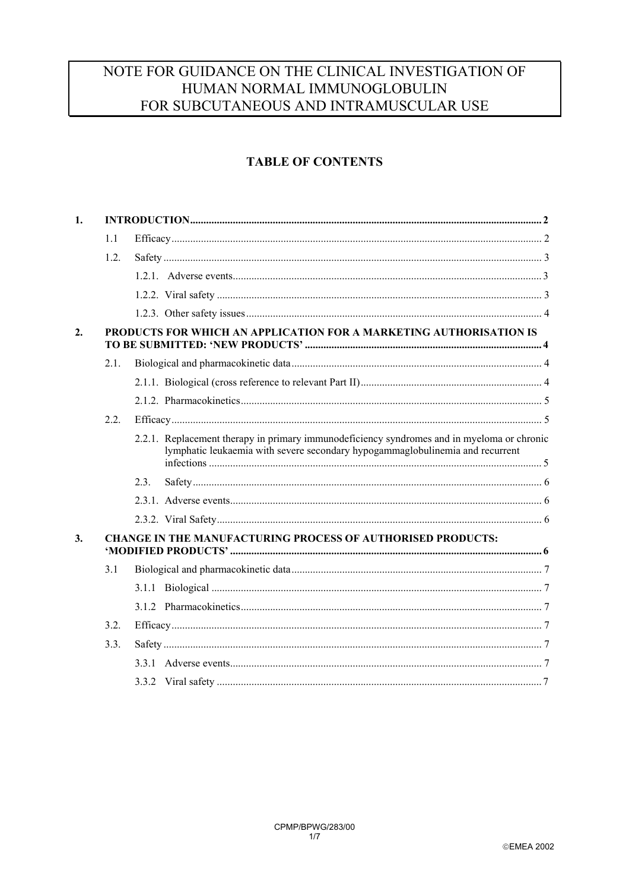# NOTE FOR GUIDANCE ON THE CLINICAL INVESTIGATION OF HUMAN NORMAL IMMUNOGLOBULIN FOR SUBCUTANEOUS AND INTRAMUSCULAR USE

## TABLE OF CONTENTS

1. INTRODUCTION ..... 2
   - 1.1 Efficacy ..... 2
   - 1.2. Safety ..... 3
     - 1.2.1. Adverse events ..... 3
     - 1.2.2. Viral safety ..... 3
     - 1.2.3. Other safety issues ..... 4
2. PRODUCTS FOR WHICH AN APPLICATION FOR A MARKETING AUTHORISATION IS TO BE SUBMITTED: 'NEW PRODUCTS' ..... 4
   - 2.1. Biological and pharmacokinetic data ..... 4
     - 2.1.1. Biological (cross reference to relevant Part II) ..... 4
     - 2.1.2. Pharmacokinetics ..... 5
   - 2.2. Efficacy ..... 5
     - 2.2.1. Replacement therapy in primary immunodeficiency syndromes and in myeloma or chronic lymphatic leukaemia with severe secondary hypogammaglobulinemia and recurrent infections ..... 5
     - 2.3. Safety ..... 6
     - 2.3.1. Adverse events ..... 6
     - 2.3.2. Viral Safety ..... 6
3. CHANGE IN THE MANUFACTURING PROCESS OF AUTHORISED PRODUCTS: 'MODIFIED PRODUCTS' ..... 6
   - 3.1 Biological and pharmacokinetic data ..... 7
     - 3.1.1 Biological ..... 7
     - 3.1.2 Pharmacokinetics ..... 7
   - 3.2. Efficacy ..... 7
   - 3.3. Safety ..... 7
     - 3.3.1 Adverse events ..... 7
     - 3.3.2 Viral safety ..... 7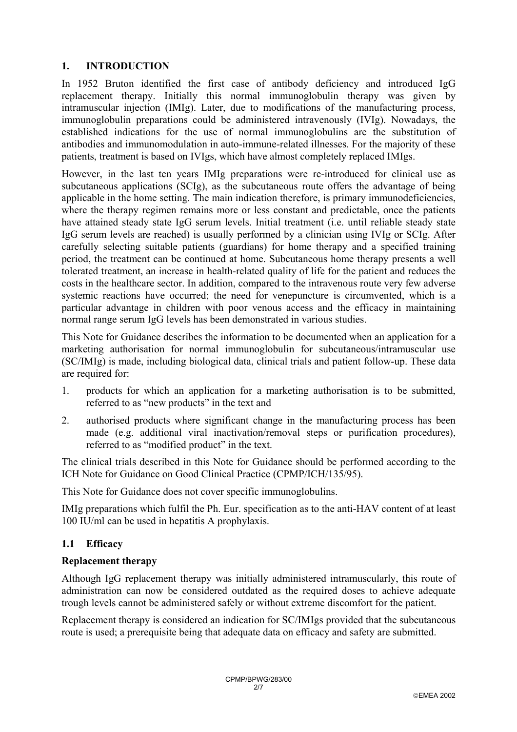## 1. INTRODUCTION

In 1952 Bruton identified the first case of antibody deficiency and introduced IgG replacement therapy. Initially this normal immunoglobulin therapy was given by intramuscular injection (IMIg). Later, due to modifications of the manufacturing process, immunoglobulin preparations could be administered intravenously (IVIg). Nowadays, the established indications for the use of normal immunoglobulins are the substitution of antibodies and immunomodulation in auto-immune-related illnesses. For the majority of these patients, treatment is based on IVIgs, which have almost completely replaced IMIgs.

However, in the last ten years IMIg preparations were re-introduced for clinical use as subcutaneous applications (SCIg), as the subcutaneous route offers the advantage of being applicable in the home setting. The main indication therefore, is primary immunodeficiencies, where the therapy regimen remains more or less constant and predictable, once the patients have attained steady state IgG serum levels. Initial treatment (i.e. until reliable steady state IgG serum levels are reached) is usually performed by a clinician using IVIg or SCIg. After carefully selecting suitable patients (guardians) for home therapy and a specified training period, the treatment can be continued at home. Subcutaneous home therapy presents a well tolerated treatment, an increase in health-related quality of life for the patient and reduces the costs in the healthcare sector. In addition, compared to the intravenous route very few adverse systemic reactions have occurred; the need for venepuncture is circumvented, which is a particular advantage in children with poor venous access and the efficacy in maintaining normal range serum IgG levels has been demonstrated in various studies.

This Note for Guidance describes the information to be documented when an application for a marketing authorisation for normal immunoglobulin for subcutaneous/intramuscular use (SC/IMIg) is made, including biological data, clinical trials and patient follow-up. These data are required for:

1. products for which an application for a marketing authorisation is to be submitted, referred to as "new products" in the text and
2. authorised products where significant change in the manufacturing process has been made (e.g. additional viral inactivation/removal steps or purification procedures), referred to as "modified product" in the text.

The clinical trials described in this Note for Guidance should be performed according to the ICH Note for Guidance on Good Clinical Practice (CPMP/ICH/135/95).

This Note for Guidance does not cover specific immunoglobulins.

IMIg preparations which fulfil the Ph. Eur. specification as to the anti-HAV content of at least 100 IU/ml can be used in hepatitis A prophylaxis.

### 1.1 Efficacy

**Replacement therapy**

Although IgG replacement therapy was initially administered intramuscularly, this route of administration can now be considered outdated as the required doses to achieve adequate trough levels cannot be administered safely or without extreme discomfort for the patient.

Replacement therapy is considered an indication for SC/IMIgs provided that the subcutaneous route is used; a prerequisite being that adequate data on efficacy and safety are submitted.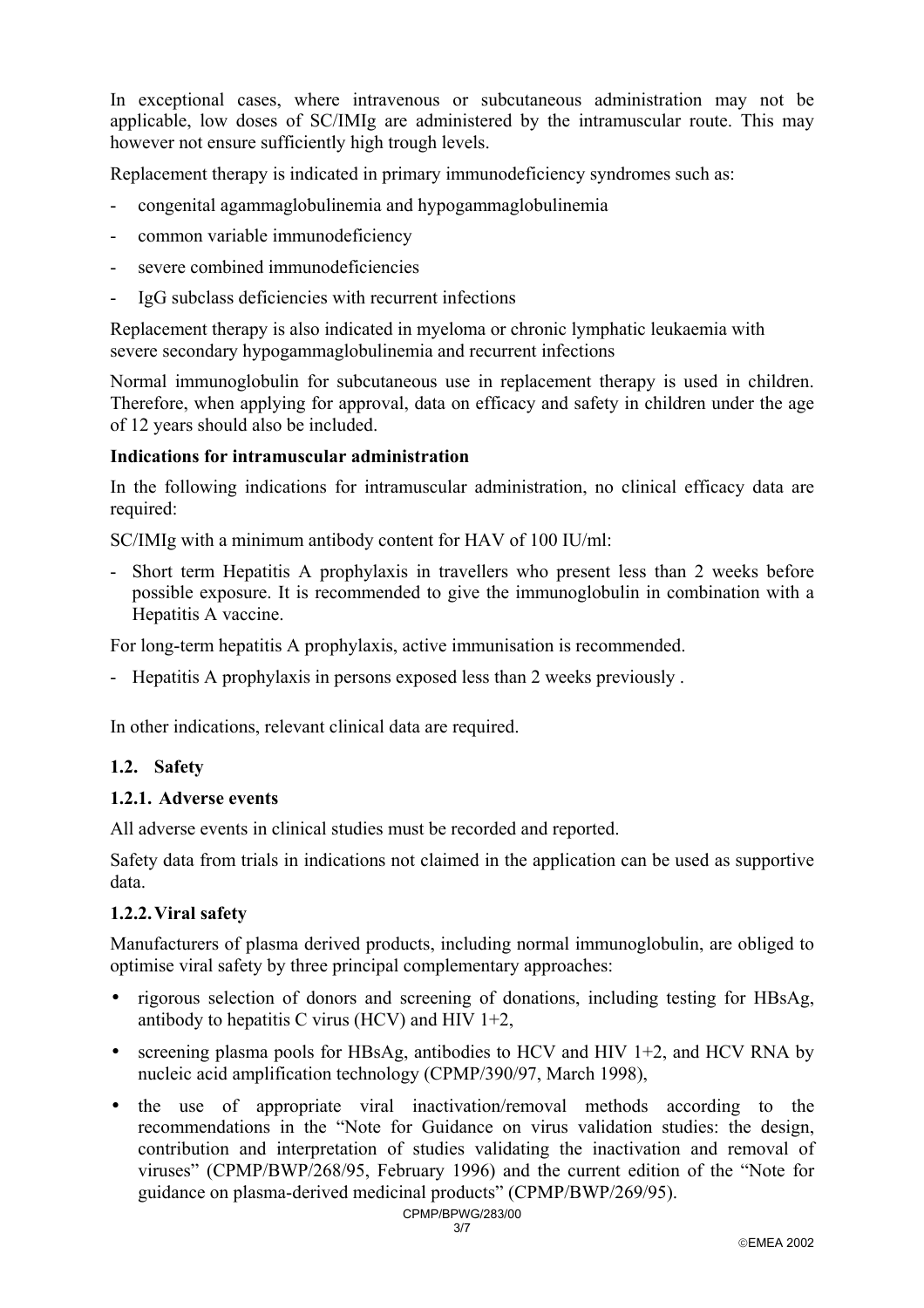In exceptional cases, where intravenous or subcutaneous administration may not be applicable, low doses of SC/IMIg are administered by the intramuscular route. This may however not ensure sufficiently high trough levels.

Replacement therapy is indicated in primary immunodeficiency syndromes such as:

- congenital agammaglobulinemia and hypogammaglobulinemia
- common variable immunodeficiency
- severe combined immunodeficiencies
- IgG subclass deficiencies with recurrent infections

Replacement therapy is also indicated in myeloma or chronic lymphatic leukaemia with severe secondary hypogammaglobulinemia and recurrent infections

Normal immunoglobulin for subcutaneous use in replacement therapy is used in children. Therefore, when applying for approval, data on efficacy and safety in children under the age of 12 years should also be included.

**Indications for intramuscular administration**

In the following indications for intramuscular administration, no clinical efficacy data are required:

SC/IMIg with a minimum antibody content for HAV of 100 IU/ml:

- Short term Hepatitis A prophylaxis in travellers who present less than 2 weeks before possible exposure. It is recommended to give the immunoglobulin in combination with a Hepatitis A vaccine.

For long-term hepatitis A prophylaxis, active immunisation is recommended.

- Hepatitis A prophylaxis in persons exposed less than 2 weeks previously .

In other indications, relevant clinical data are required.

### 1.2. Safety

#### 1.2.1. Adverse events

All adverse events in clinical studies must be recorded and reported.

Safety data from trials in indications not claimed in the application can be used as supportive data.

#### 1.2.2. Viral safety

Manufacturers of plasma derived products, including normal immunoglobulin, are obliged to optimise viral safety by three principal complementary approaches:

- rigorous selection of donors and screening of donations, including testing for HBsAg, antibody to hepatitis C virus (HCV) and HIV 1+2,
- screening plasma pools for HBsAg, antibodies to HCV and HIV 1+2, and HCV RNA by nucleic acid amplification technology (CPMP/390/97, March 1998),
- the use of appropriate viral inactivation/removal methods according to the recommendations in the "Note for Guidance on virus validation studies: the design, contribution and interpretation of studies validating the inactivation and removal of viruses" (CPMP/BWP/268/95, February 1996) and the current edition of the "Note for guidance on plasma-derived medicinal products" (CPMP/BWP/269/95).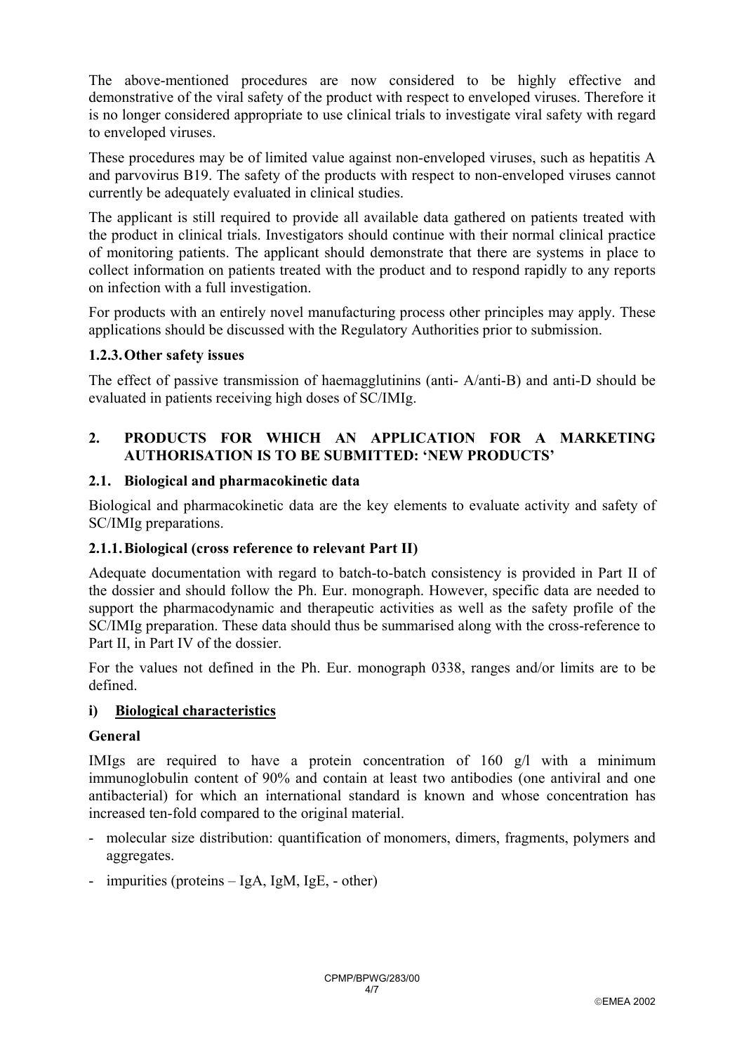The above-mentioned procedures are now considered to be highly effective and demonstrative of the viral safety of the product with respect to enveloped viruses. Therefore it is no longer considered appropriate to use clinical trials to investigate viral safety with regard to enveloped viruses.

These procedures may be of limited value against non-enveloped viruses, such as hepatitis A and parvovirus B19. The safety of the products with respect to non-enveloped viruses cannot currently be adequately evaluated in clinical studies.

The applicant is still required to provide all available data gathered on patients treated with the product in clinical trials. Investigators should continue with their normal clinical practice of monitoring patients. The applicant should demonstrate that there are systems in place to collect information on patients treated with the product and to respond rapidly to any reports on infection with a full investigation.

For products with an entirely novel manufacturing process other principles may apply. These applications should be discussed with the Regulatory Authorities prior to submission.

### 1.2.3. Other safety issues

The effect of passive transmission of haemagglutinins (anti- A/anti-B) and anti-D should be evaluated in patients receiving high doses of SC/IMIg.

## 2. PRODUCTS FOR WHICH AN APPLICATION FOR A MARKETING AUTHORISATION IS TO BE SUBMITTED: 'NEW PRODUCTS'

### 2.1. Biological and pharmacokinetic data

Biological and pharmacokinetic data are the key elements to evaluate activity and safety of SC/IMIg preparations.

### 2.1.1. Biological (cross reference to relevant Part II)

Adequate documentation with regard to batch-to-batch consistency is provided in Part II of the dossier and should follow the Ph. Eur. monograph. However, specific data are needed to support the pharmacodynamic and therapeutic activities as well as the safety profile of the SC/IMIg preparation. These data should thus be summarised along with the cross-reference to Part II, in Part IV of the dossier.

For the values not defined in the Ph. Eur. monograph 0338, ranges and/or limits are to be defined.

#### i) Biological characteristics

**General**

IMIgs are required to have a protein concentration of 160 g/l with a minimum immunoglobulin content of 90% and contain at least two antibodies (one antiviral and one antibacterial) for which an international standard is known and whose concentration has increased ten-fold compared to the original material.

- molecular size distribution: quantification of monomers, dimers, fragments, polymers and aggregates.
- impurities (proteins – IgA, IgM, IgE, - other)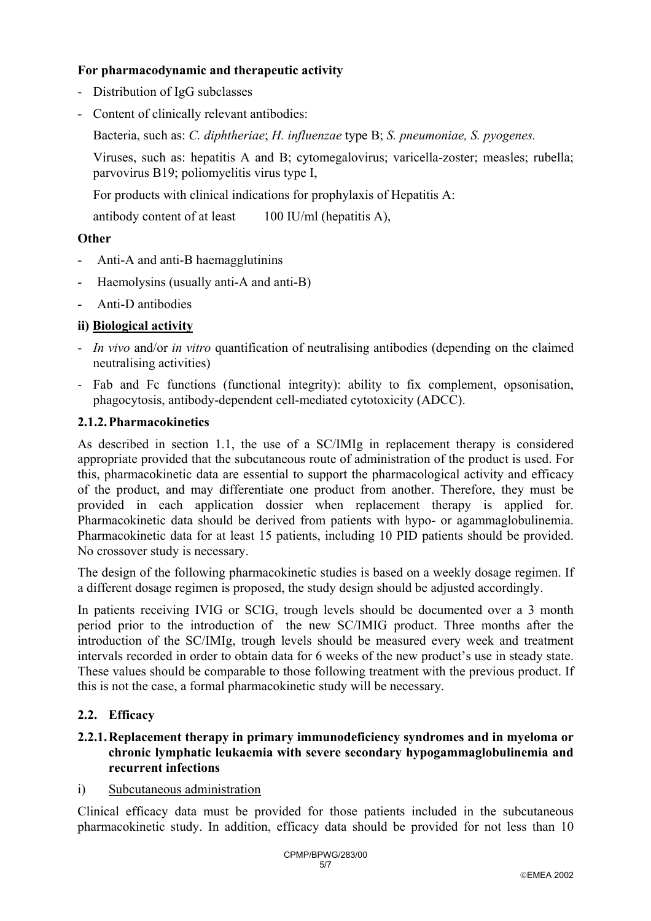**For pharmacodynamic and therapeutic activity**

- Distribution of IgG subclasses
- Content of clinically relevant antibodies:

  Bacteria, such as: *C. diphtheriae*; *H. influenzae* type B; *S. pneumoniae, S. pyogenes.*

  Viruses, such as: hepatitis A and B; cytomegalovirus; varicella-zoster; measles; rubella; parvovirus B19; poliomyelitis virus type I,

  For products with clinical indications for prophylaxis of Hepatitis A:

  antibody content of at least 100 IU/ml (hepatitis A),

**Other**

- Anti-A and anti-B haemagglutinins
- Haemolysins (usually anti-A and anti-B)
- Anti-D antibodies

**ii) Biological activity**

- *In vivo* and/or *in vitro* quantification of neutralising antibodies (depending on the claimed neutralising activities)
- Fab and Fc functions (functional integrity): ability to fix complement, opsonisation, phagocytosis, antibody-dependent cell-mediated cytotoxicity (ADCC).

### 2.1.2. Pharmacokinetics

As described in section 1.1, the use of a SC/IMIg in replacement therapy is considered appropriate provided that the subcutaneous route of administration of the product is used. For this, pharmacokinetic data are essential to support the pharmacological activity and efficacy of the product, and may differentiate one product from another. Therefore, they must be provided in each application dossier when replacement therapy is applied for. Pharmacokinetic data should be derived from patients with hypo- or agammaglobulinemia. Pharmacokinetic data for at least 15 patients, including 10 PID patients should be provided. No crossover study is necessary.

The design of the following pharmacokinetic studies is based on a weekly dosage regimen. If a different dosage regimen is proposed, the study design should be adjusted accordingly.

In patients receiving IVIG or SCIG, trough levels should be documented over a 3 month period prior to the introduction of the new SC/IMIG product. Three months after the introduction of the SC/IMIg, trough levels should be measured every week and treatment intervals recorded in order to obtain data for 6 weeks of the new product's use in steady state. These values should be comparable to those following treatment with the previous product. If this is not the case, a formal pharmacokinetic study will be necessary.

## 2.2. Efficacy

### 2.2.1. Replacement therapy in primary immunodeficiency syndromes and in myeloma or chronic lymphatic leukaemia with severe secondary hypogammaglobulinemia and recurrent infections

i) Subcutaneous administration

Clinical efficacy data must be provided for those patients included in the subcutaneous pharmacokinetic study. In addition, efficacy data should be provided for not less than 10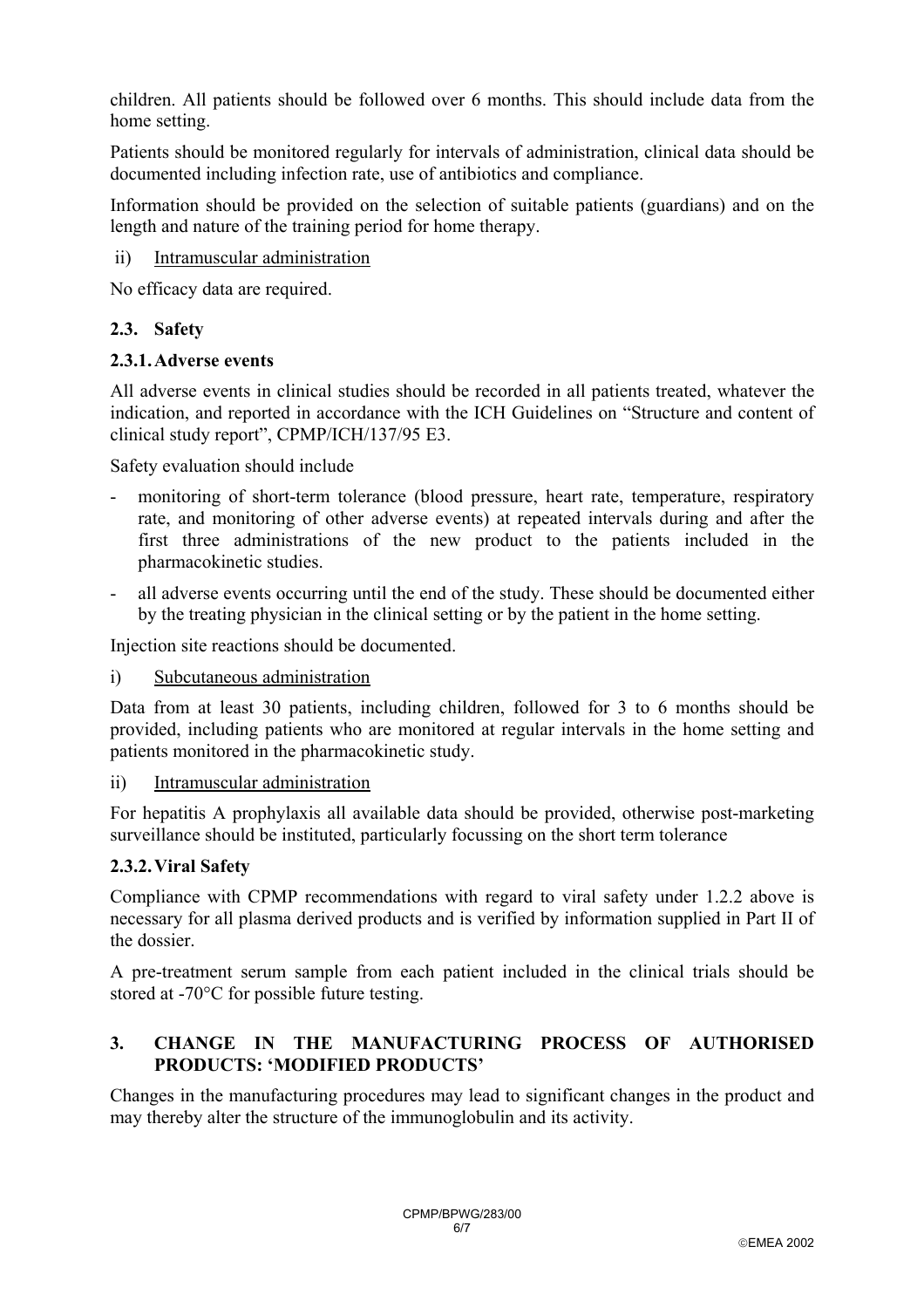children. All patients should be followed over 6 months. This should include data from the home setting.

Patients should be monitored regularly for intervals of administration, clinical data should be documented including infection rate, use of antibiotics and compliance.

Information should be provided on the selection of suitable patients (guardians) and on the length and nature of the training period for home therapy.

ii) Intramuscular administration

No efficacy data are required.

### 2.3. Safety

#### 2.3.1. Adverse events

All adverse events in clinical studies should be recorded in all patients treated, whatever the indication, and reported in accordance with the ICH Guidelines on "Structure and content of clinical study report", CPMP/ICH/137/95 E3.

Safety evaluation should include

- monitoring of short-term tolerance (blood pressure, heart rate, temperature, respiratory rate, and monitoring of other adverse events) at repeated intervals during and after the first three administrations of the new product to the patients included in the pharmacokinetic studies.
- all adverse events occurring until the end of the study. These should be documented either by the treating physician in the clinical setting or by the patient in the home setting.

Injection site reactions should be documented.

i) Subcutaneous administration

Data from at least 30 patients, including children, followed for 3 to 6 months should be provided, including patients who are monitored at regular intervals in the home setting and patients monitored in the pharmacokinetic study.

ii) Intramuscular administration

For hepatitis A prophylaxis all available data should be provided, otherwise post-marketing surveillance should be instituted, particularly focussing on the short term tolerance

#### 2.3.2. Viral Safety

Compliance with CPMP recommendations with regard to viral safety under 1.2.2 above is necessary for all plasma derived products and is verified by information supplied in Part II of the dossier.

A pre-treatment serum sample from each patient included in the clinical trials should be stored at -70°C for possible future testing.

## 3. CHANGE IN THE MANUFACTURING PROCESS OF AUTHORISED PRODUCTS: 'MODIFIED PRODUCTS'

Changes in the manufacturing procedures may lead to significant changes in the product and may thereby alter the structure of the immunoglobulin and its activity.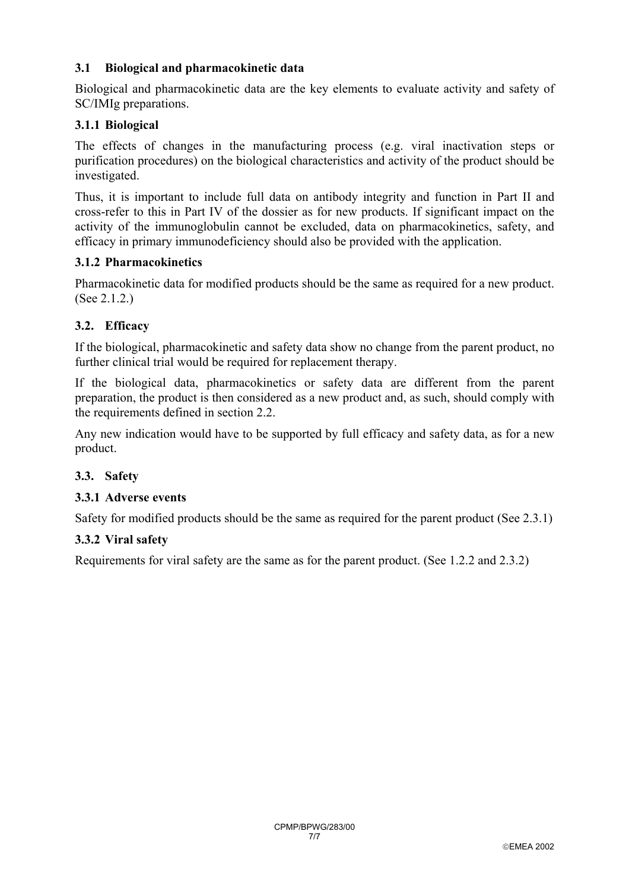### 3.1 Biological and pharmacokinetic data

Biological and pharmacokinetic data are the key elements to evaluate activity and safety of SC/IMIg preparations.

#### 3.1.1 Biological

The effects of changes in the manufacturing process (e.g. viral inactivation steps or purification procedures) on the biological characteristics and activity of the product should be investigated.

Thus, it is important to include full data on antibody integrity and function in Part II and cross-refer to this in Part IV of the dossier as for new products. If significant impact on the activity of the immunoglobulin cannot be excluded, data on pharmacokinetics, safety, and efficacy in primary immunodeficiency should also be provided with the application.

#### 3.1.2 Pharmacokinetics

Pharmacokinetic data for modified products should be the same as required for a new product. (See 2.1.2.)

### 3.2. Efficacy

If the biological, pharmacokinetic and safety data show no change from the parent product, no further clinical trial would be required for replacement therapy.

If the biological data, pharmacokinetics or safety data are different from the parent preparation, the product is then considered as a new product and, as such, should comply with the requirements defined in section 2.2.

Any new indication would have to be supported by full efficacy and safety data, as for a new product.

### 3.3. Safety

#### 3.3.1 Adverse events

Safety for modified products should be the same as required for the parent product (See 2.3.1)

#### 3.3.2 Viral safety

Requirements for viral safety are the same as for the parent product. (See 1.2.2 and 2.3.2)